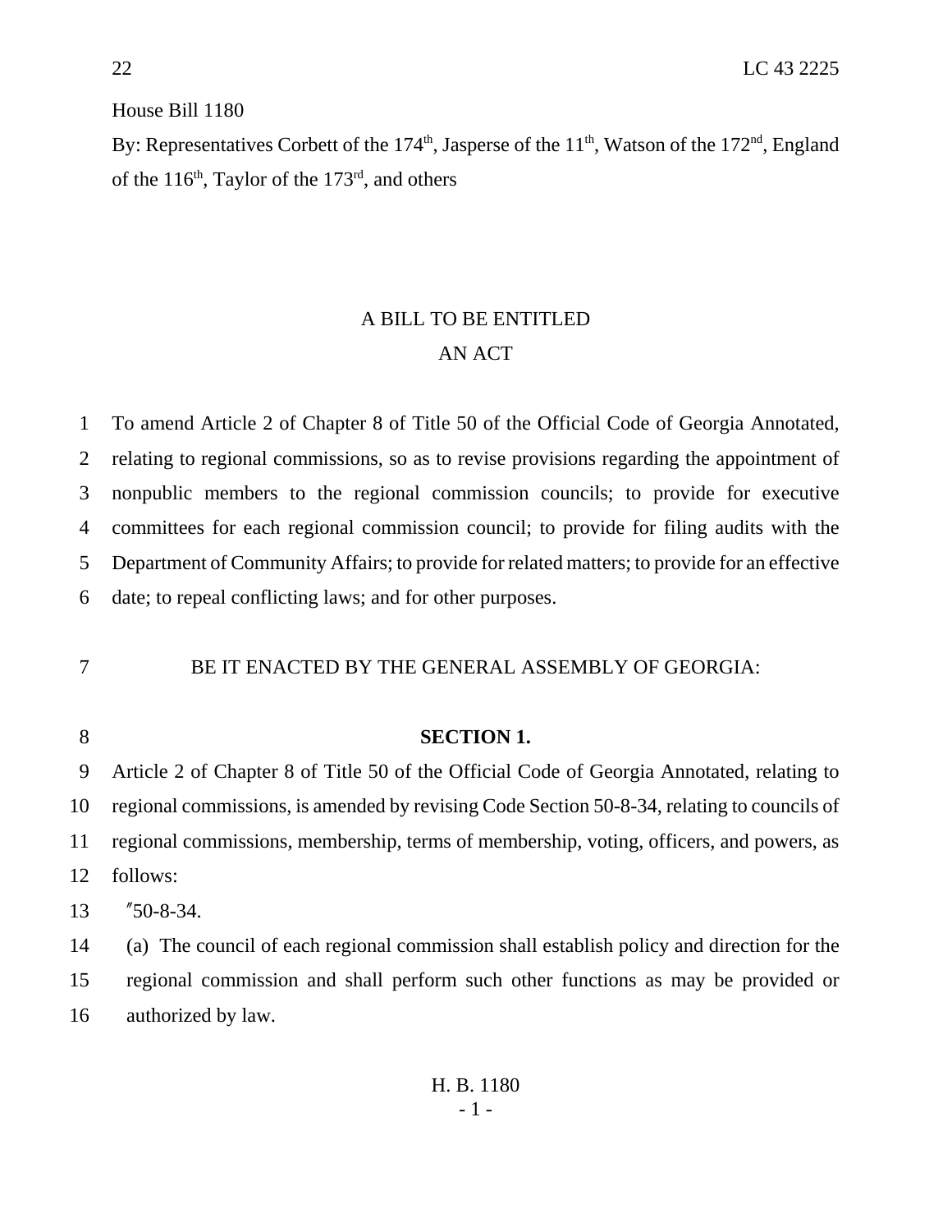House Bill 1180

By: Representatives Corbett of the 174th, Jasperse of the 11th, Watson of the 172nd, England of the 116th, Taylor of the 173rd, and others

A BILL TO BE ENTITLED

AN ACT

To amend Article 2 of Chapter 8 of Title 50 of the Official Code of Georgia Annotated, relating to regional commissions, so as to revise provisions regarding the appointment of nonpublic members to the regional commission councils; to provide for executive committees for each regional commission council; to provide for filing audits with the Department of Community Affairs; to provide for related matters; to provide for an effective date; to repeal conflicting laws; and for other purposes.

BE IT ENACTED BY THE GENERAL ASSEMBLY OF GEORGIA:

**SECTION 1.**

Article 2 of Chapter 8 of Title 50 of the Official Code of Georgia Annotated, relating to regional commissions, is amended by revising Code Section 50-8-34, relating to councils of regional commissions, membership, terms of membership, voting, officers, and powers, as follows:

"50-8-34.

(a) The council of each regional commission shall establish policy and direction for the regional commission and shall perform such other functions as may be provided or authorized by law.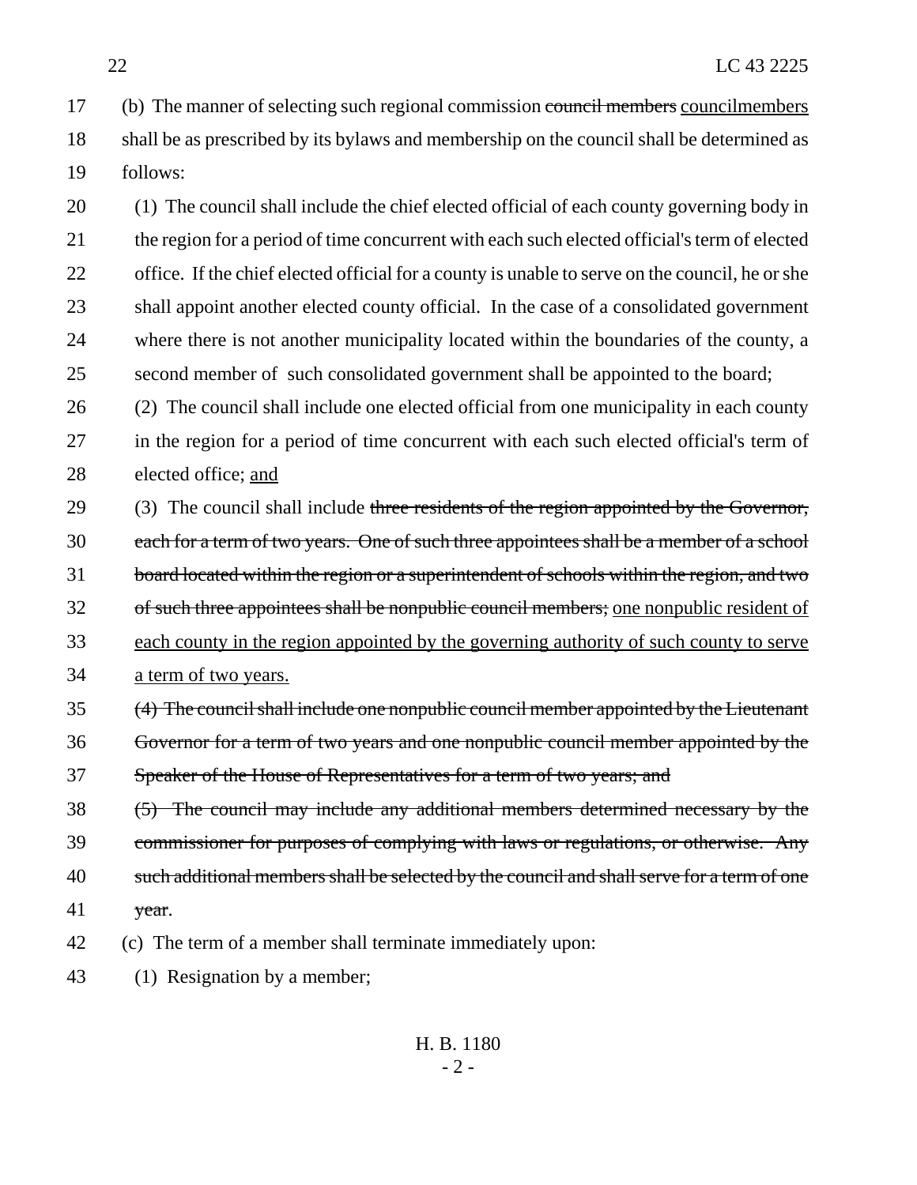(b) The manner of selecting such regional commission ~~council members~~ <u>councilmembers</u> shall be as prescribed by its bylaws and membership on the council shall be determined as follows:

(1) The council shall include the chief elected official of each county governing body in the region for a period of time concurrent with each such elected official's term of elected office. If the chief elected official for a county is unable to serve on the council, he or she shall appoint another elected county official. In the case of a consolidated government where there is not another municipality located within the boundaries of the county, a second member of such consolidated government shall be appointed to the board;

(2) The council shall include one elected official from one municipality in each county in the region for a period of time concurrent with each such elected official's term of elected office; <u>and</u>

(3) The council shall include ~~three residents of the region appointed by the Governor, each for a term of two years. One of such three appointees shall be a member of a school board located within the region or a superintendent of schools within the region, and two of such three appointees shall be nonpublic council members;~~ <u>one nonpublic resident of each county in the region appointed by the governing authority of such county to serve a term of two years.</u>

~~(4) The council shall include one nonpublic council member appointed by the Lieutenant Governor for a term of two years and one nonpublic council member appointed by the Speaker of the House of Representatives for a term of two years; and~~

~~(5) The council may include any additional members determined necessary by the commissioner for purposes of complying with laws or regulations, or otherwise. Any such additional members shall be selected by the council and shall serve for a term of one year~~.

(c) The term of a member shall terminate immediately upon:

(1) Resignation by a member;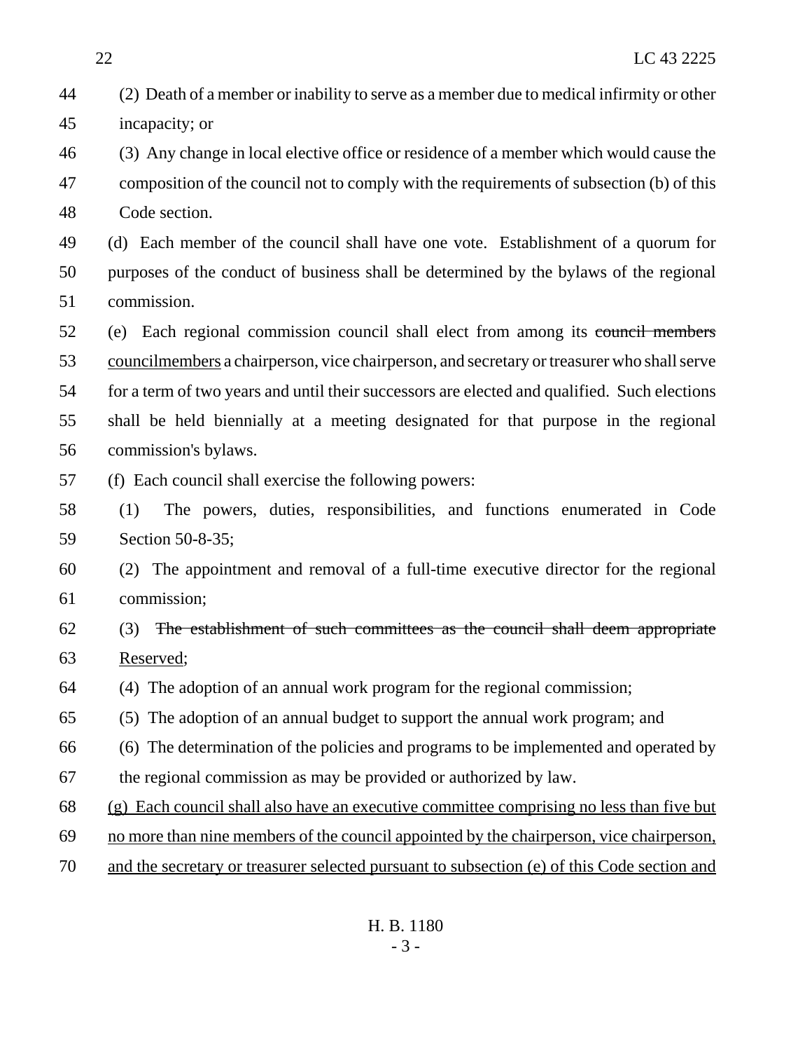(2) Death of a member or inability to serve as a member due to medical infirmity or other incapacity; or

(3) Any change in local elective office or residence of a member which would cause the composition of the council not to comply with the requirements of subsection (b) of this Code section.

(d) Each member of the council shall have one vote. Establishment of a quorum for purposes of the conduct of business shall be determined by the bylaws of the regional commission.

(e) Each regional commission council shall elect from among its ~~council members~~ <u>councilmembers</u> a chairperson, vice chairperson, and secretary or treasurer who shall serve for a term of two years and until their successors are elected and qualified. Such elections shall be held biennially at a meeting designated for that purpose in the regional commission's bylaws.

(f) Each council shall exercise the following powers:

(1) The powers, duties, responsibilities, and functions enumerated in Code Section 50-8-35;

(2) The appointment and removal of a full-time executive director for the regional commission;

(3) ~~The establishment of such committees as the council shall deem appropriate~~ <u>Reserved</u>;

(4) The adoption of an annual work program for the regional commission;

(5) The adoption of an annual budget to support the annual work program; and

(6) The determination of the policies and programs to be implemented and operated by the regional commission as may be provided or authorized by law.

<u>(g) Each council shall also have an executive committee comprising no less than five but no more than nine members of the council appointed by the chairperson, vice chairperson, and the secretary or treasurer selected pursuant to subsection (e) of this Code section and</u>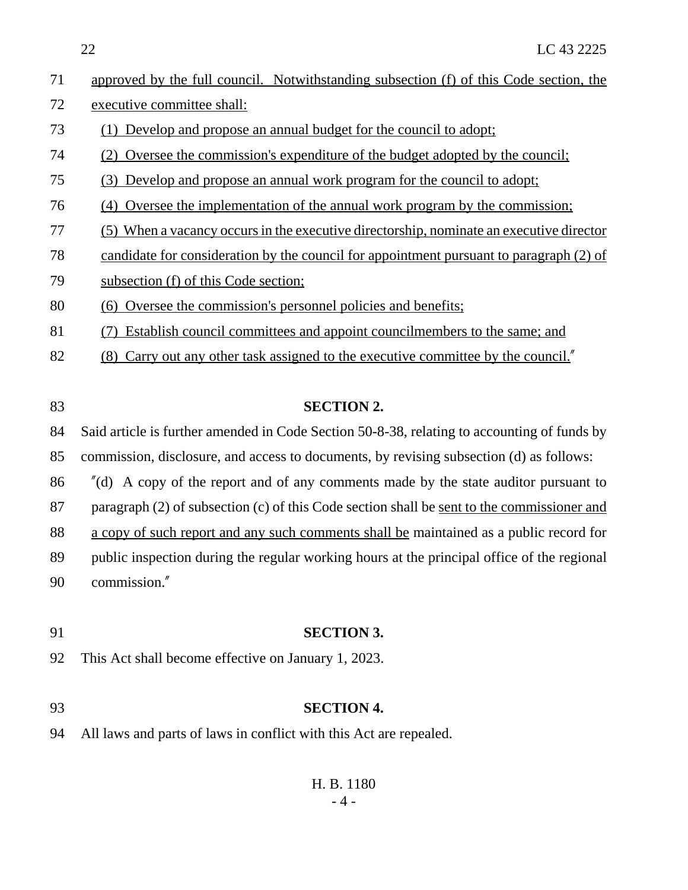approved by the full council. Notwithstanding subsection (f) of this Code section, the executive committee shall:

(1) Develop and propose an annual budget for the council to adopt;

(2) Oversee the commission's expenditure of the budget adopted by the council;

(3) Develop and propose an annual work program for the council to adopt;

(4) Oversee the implementation of the annual work program by the commission;

(5) When a vacancy occurs in the executive directorship, nominate an executive director candidate for consideration by the council for appointment pursuant to paragraph (2) of subsection (f) of this Code section;

(6) Oversee the commission's personnel policies and benefits;

(7) Establish council committees and appoint councilmembers to the same; and

(8) Carry out any other task assigned to the executive committee by the council."

## SECTION 2.

Said article is further amended in Code Section 50-8-38, relating to accounting of funds by commission, disclosure, and access to documents, by revising subsection (d) as follows:

"(d) A copy of the report and of any comments made by the state auditor pursuant to paragraph (2) of subsection (c) of this Code section shall be sent to the commissioner and a copy of such report and any such comments shall be maintained as a public record for public inspection during the regular working hours at the principal office of the regional commission."

## SECTION 3.

This Act shall become effective on January 1, 2023.

## SECTION 4.

All laws and parts of laws in conflict with this Act are repealed.